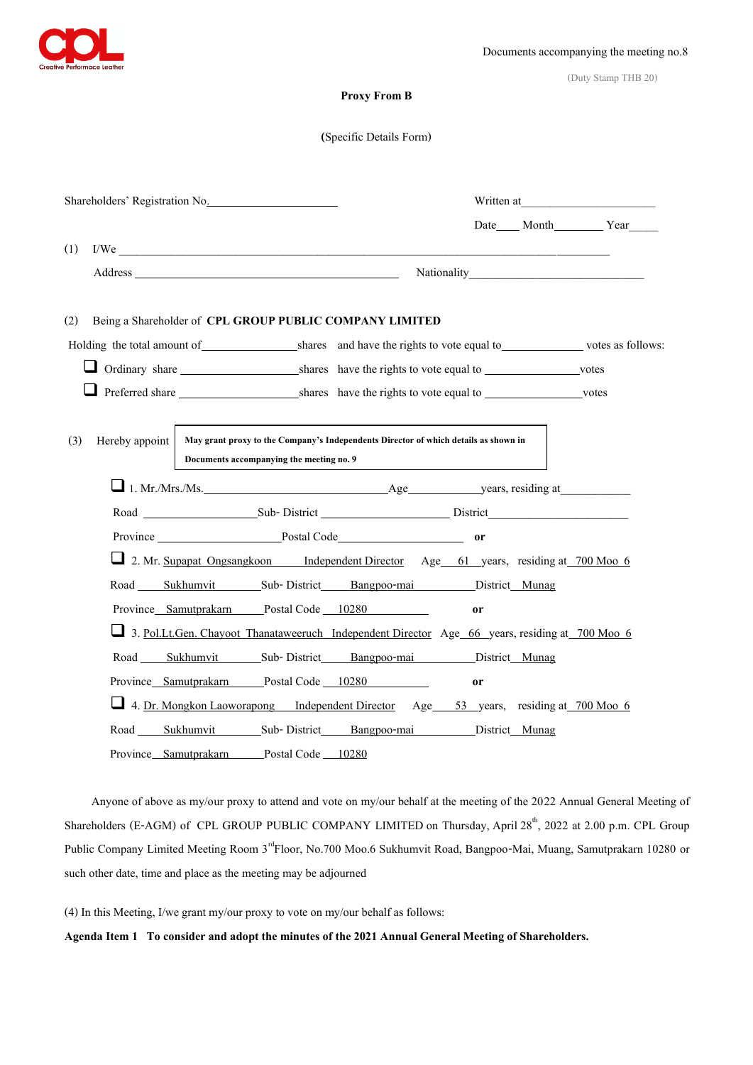Documents accompanying the meeting no.8

(Duty Stamp THB 20)

**Proxy From B**

(Specific Details Form)

Shareholders' Registration No.____________________ Written at____________________

Date____ Month________ Year_____

(1) I/We ______________________________________________________________________

Address ______________________________ Nationality__________________________

(2) Being a Shareholder of **CPL GROUP PUBLIC COMPANY LIMITED**

Holding the total amount of______________shares and have the rights to vote equal to___________ votes as follows:

❑ Ordinary share ________________shares have the rights to vote equal to ____________votes

❑ Preferred share ________________shares have the rights to vote equal to ____________votes

(3) Hereby appoint

**May grant proxy to the Company's Independents Director of which details as shown in Documents accompanying the meeting no. 9**

❑ 1. Mr./Mrs./Ms.______________________________Age__________years, residing at__________

Road ________________Sub- District ________________ District____________________

Province ________________Postal Code________________ **or**

❑ 2. Mr. Supapat Ongsangkoon Independent Director Age 61 years, residing at 700 Moo 6

Road Sukhumvit Sub- District Bangpoo-mai District Munag

Province Samutprakarn Postal Code 10280 **or**

❑ 3. Pol.Lt.Gen. Chayoot Thanataweeruch Independent Director Age 66 years, residing at 700 Moo 6

Road Sukhumvit Sub- District Bangpoo-mai District Munag

Province Samutprakarn Postal Code 10280 **or**

❑ 4. Dr. Mongkon Laoworapong Independent Director Age 53 years, residing at 700 Moo 6

Road Sukhumvit Sub- District Bangpoo-mai District Munag

Province Samutprakarn Postal Code 10280

Anyone of above as my/our proxy to attend and vote on my/our behalf at the meeting of the 2022 Annual General Meeting of Shareholders (E-AGM) of CPL GROUP PUBLIC COMPANY LIMITED on Thursday, April 28th, 2022 at 2.00 p.m. CPL Group Public Company Limited Meeting Room 3rdFloor, No.700 Moo.6 Sukhumvit Road, Bangpoo-Mai, Muang, Samutprakarn 10280 or such other date, time and place as the meeting may be adjourned

(4) In this Meeting, I/we grant my/our proxy to vote on my/our behalf as follows:

**Agenda Item 1 To consider and adopt the minutes of the 2021 Annual General Meeting of Shareholders.**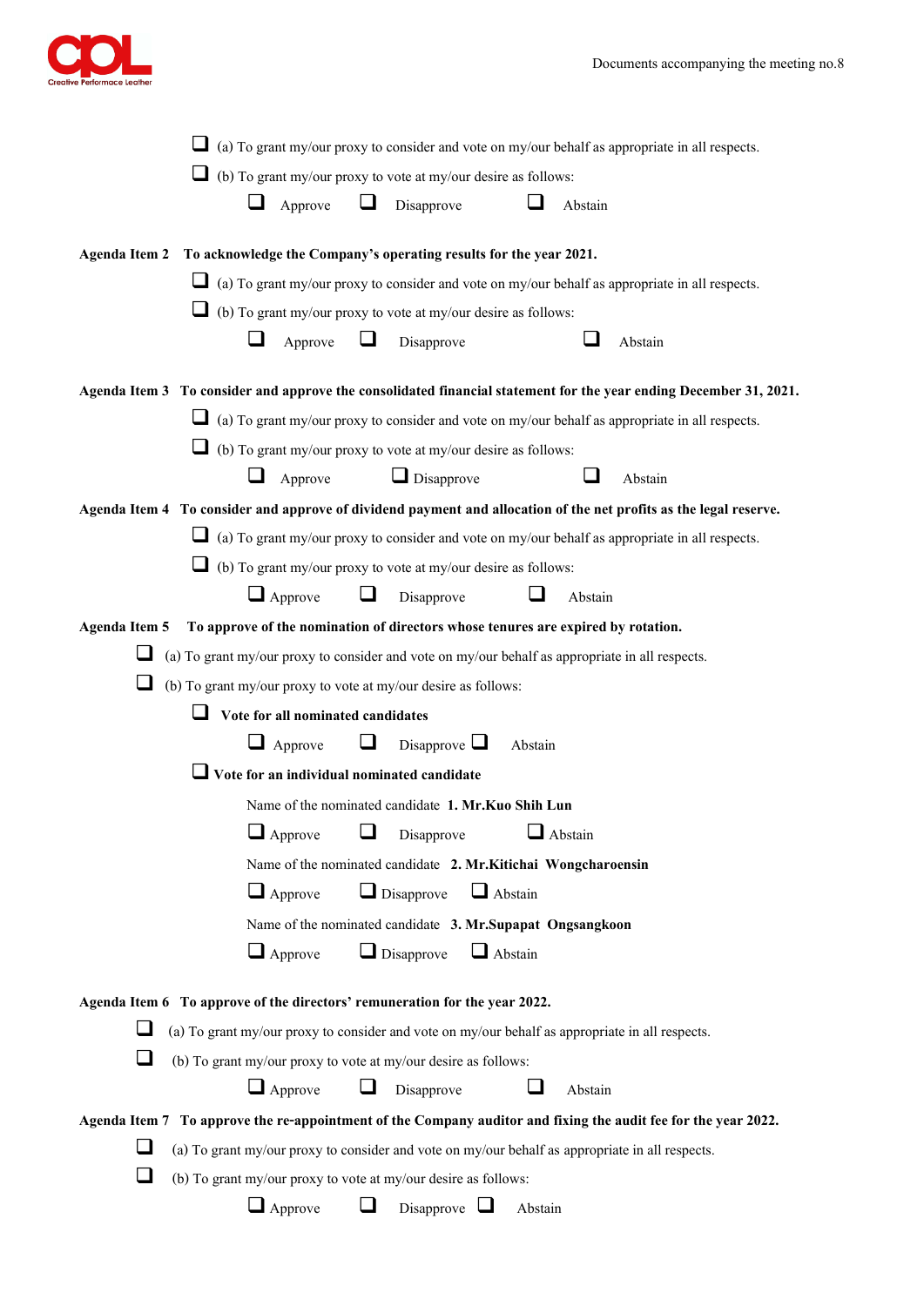☐ (a) To grant my/our proxy to consider and vote on my/our behalf as appropriate in all respects.

☐ (b) To grant my/our proxy to vote at my/our desire as follows:

☐ Approve ☐ Disapprove ☐ Abstain

**Agenda Item 2 To acknowledge the Company's operating results for the year 2021.**

☐ (a) To grant my/our proxy to consider and vote on my/our behalf as appropriate in all respects.

☐ (b) To grant my/our proxy to vote at my/our desire as follows:

☐ Approve ☐ Disapprove ☐ Abstain

**Agenda Item 3 To consider and approve the consolidated financial statement for the year ending December 31, 2021.**

☐ (a) To grant my/our proxy to consider and vote on my/our behalf as appropriate in all respects.

☐ (b) To grant my/our proxy to vote at my/our desire as follows:

☐ Approve ☐ Disapprove ☐ Abstain

**Agenda Item 4 To consider and approve of dividend payment and allocation of the net profits as the legal reserve.**

☐ (a) To grant my/our proxy to consider and vote on my/our behalf as appropriate in all respects.

☐ (b) To grant my/our proxy to vote at my/our desire as follows:

☐ Approve ☐ Disapprove ☐ Abstain

**Agenda Item 5 To approve of the nomination of directors whose tenures are expired by rotation.**

☐ (a) To grant my/our proxy to consider and vote on my/our behalf as appropriate in all respects.

☐ (b) To grant my/our proxy to vote at my/our desire as follows:

☐ **Vote for all nominated candidates**

☐ Approve ☐ Disapprove ☐ Abstain

☐ **Vote for an individual nominated candidate**

Name of the nominated candidate **1. Mr.Kuo Shih Lun**

☐ Approve ☐ Disapprove ☐ Abstain

Name of the nominated candidate **2. Mr.Kitichai Wongcharoensin**

☐ Approve ☐ Disapprove ☐ Abstain

Name of the nominated candidate **3. Mr.Supapat Ongsangkoon**

☐ Approve ☐ Disapprove ☐ Abstain

**Agenda Item 6 To approve of the directors' remuneration for the year 2022.**

☐ (a) To grant my/our proxy to consider and vote on my/our behalf as appropriate in all respects.

☐ (b) To grant my/our proxy to vote at my/our desire as follows:

☐ Approve ☐ Disapprove ☐ Abstain

**Agenda Item 7 To approve the re-appointment of the Company auditor and fixing the audit fee for the year 2022.**

☐ (a) To grant my/our proxy to consider and vote on my/our behalf as appropriate in all respects.

☐ (b) To grant my/our proxy to vote at my/our desire as follows:

☐ Approve ☐ Disapprove ☐ Abstain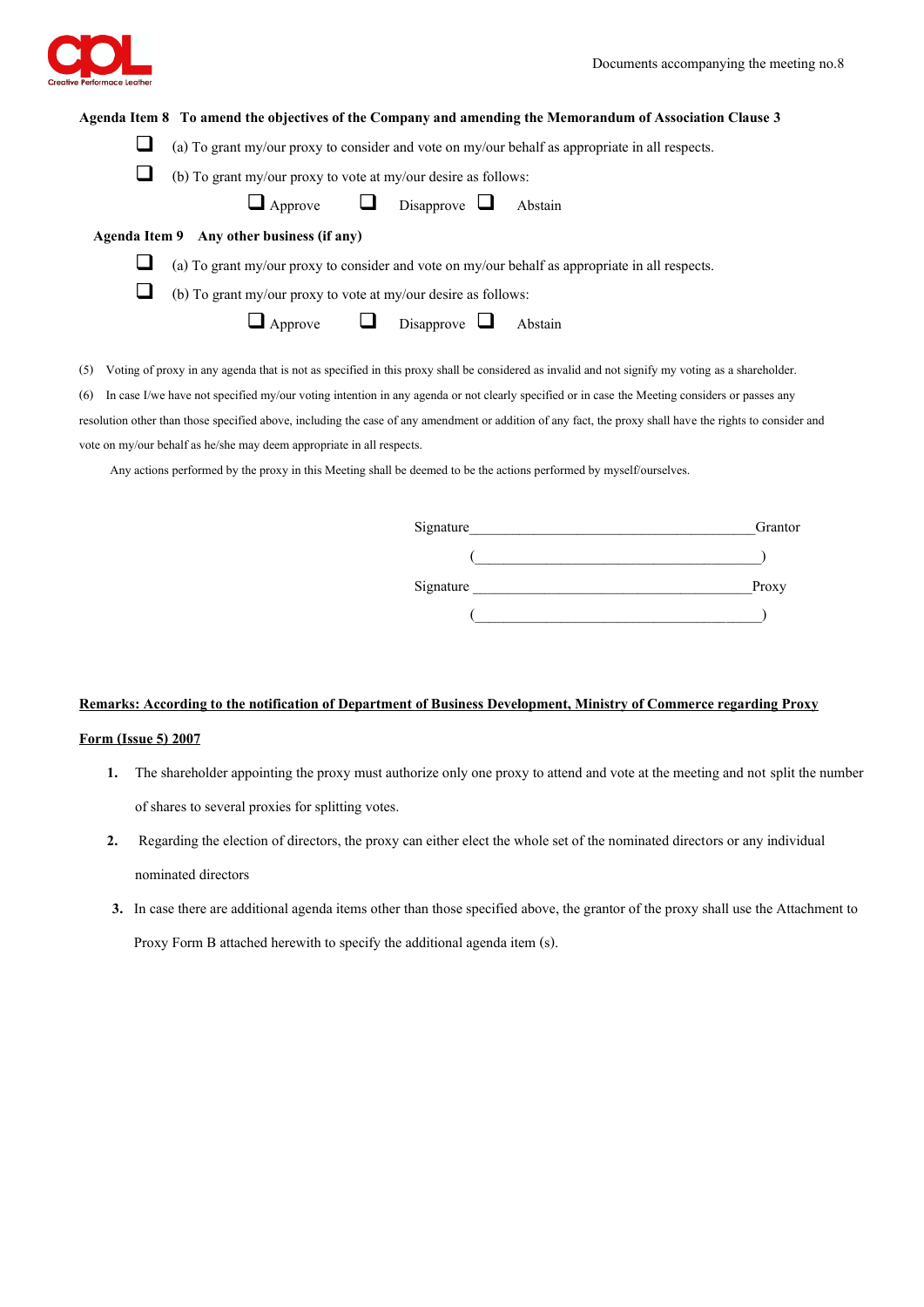**Agenda Item 8 To amend the objectives of the Company and amending the Memorandum of Association Clause 3**

☐ (a) To grant my/our proxy to consider and vote on my/our behalf as appropriate in all respects.

☐ (b) To grant my/our proxy to vote at my/our desire as follows:

☐ Approve ☐ Disapprove ☐ Abstain

**Agenda Item 9 Any other business (if any)**

☐ (a) To grant my/our proxy to consider and vote on my/our behalf as appropriate in all respects.

☐ (b) To grant my/our proxy to vote at my/our desire as follows:

☐ Approve ☐ Disapprove ☐ Abstain

(5) Voting of proxy in any agenda that is not as specified in this proxy shall be considered as invalid and not signify my voting as a shareholder.

(6) In case I/we have not specified my/our voting intention in any agenda or not clearly specified or in case the Meeting considers or passes any resolution other than those specified above, including the case of any amendment or addition of any fact, the proxy shall have the rights to consider and vote on my/our behalf as he/she may deem appropriate in all respects.

Any actions performed by the proxy in this Meeting shall be deemed to be the actions performed by myself/ourselves.

Signature_______________________________________Grantor

(_______________________________________)

Signature _______________________________________Proxy

(_______________________________________)

**Remarks: According to the notification of Department of Business Development, Ministry of Commerce regarding Proxy Form (Issue 5) 2007**

1. The shareholder appointing the proxy must authorize only one proxy to attend and vote at the meeting and not split the number of shares to several proxies for splitting votes.
2. Regarding the election of directors, the proxy can either elect the whole set of the nominated directors or any individual nominated directors
3. In case there are additional agenda items other than those specified above, the grantor of the proxy shall use the Attachment to Proxy Form B attached herewith to specify the additional agenda item (s).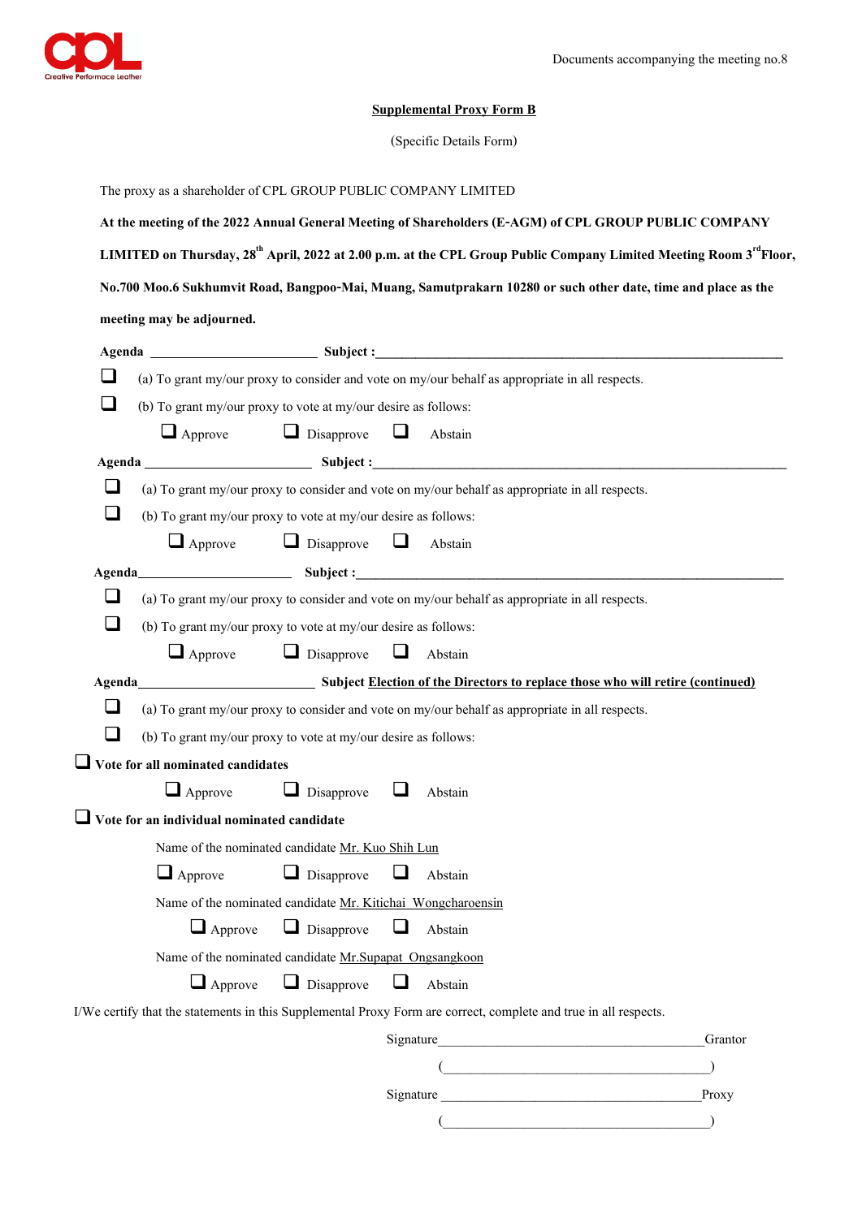**Supplemental Proxy Form B**

(Specific Details Form)

The proxy as a shareholder of CPL GROUP PUBLIC COMPANY LIMITED

**At the meeting of the 2022 Annual General Meeting of Shareholders (E-AGM) of CPL GROUP PUBLIC COMPANY LIMITED on Thursday, 28th April, 2022 at 2.00 p.m. at the CPL Group Public Company Limited Meeting Room 3rd Floor, No.700 Moo.6 Sukhumvit Road, Bangpoo-Mai, Muang, Samutprakarn 10280 or such other date, time and place as the meeting may be adjourned.**

**Agenda** ________________________ **Subject :**____________________________________________________________

☐ (a) To grant my/our proxy to consider and vote on my/our behalf as appropriate in all respects.

☐ (b) To grant my/our proxy to vote at my/our desire as follows:

☐ Approve ☐ Disapprove ☐ Abstain

**Agenda** ________________________ **Subject :**____________________________________________________________

☐ (a) To grant my/our proxy to consider and vote on my/our behalf as appropriate in all respects.

☐ (b) To grant my/our proxy to vote at my/our desire as follows:

☐ Approve ☐ Disapprove ☐ Abstain

**Agenda**______________________ **Subject :**____________________________________________________________

☐ (a) To grant my/our proxy to consider and vote on my/our behalf as appropriate in all respects.

☐ (b) To grant my/our proxy to vote at my/our desire as follows:

☐ Approve ☐ Disapprove ☐ Abstain

**Agenda**_________________________ **Subject Election of the Directors to replace those who will retire (continued)**

☐ (a) To grant my/our proxy to consider and vote on my/our behalf as appropriate in all respects.

☐ (b) To grant my/our proxy to vote at my/our desire as follows:

☐ **Vote for all nominated candidates**

☐ Approve ☐ Disapprove ☐ Abstain

☐ **Vote for an individual nominated candidate**

Name of the nominated candidate Mr. Kuo Shih Lun

☐ Approve ☐ Disapprove ☐ Abstain

Name of the nominated candidate Mr. Kitichai Wongcharoensin

☐ Approve ☐ Disapprove ☐ Abstain

Name of the nominated candidate Mr.Supapat Ongsangkoon

☐ Approve ☐ Disapprove ☐ Abstain

I/We certify that the statements in this Supplemental Proxy Form are correct, complete and true in all respects.

Signature______________________________________Grantor

(______________________________________)

Signature ______________________________________Proxy

(______________________________________)